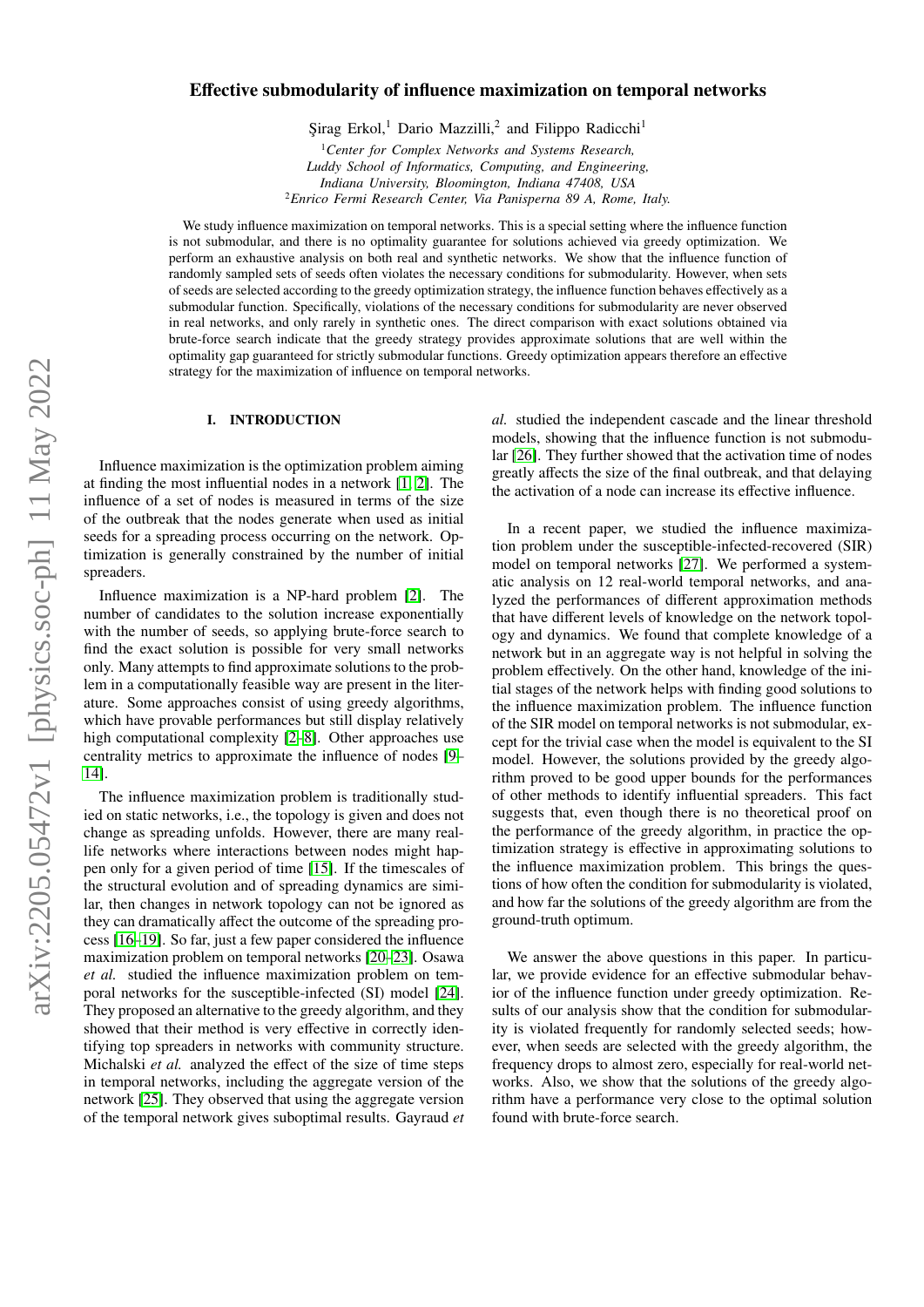# Effective submodularity of influence maximization on temporal networks

Şirag Erkol,[1] Dario Mazzilli,[2] and Filippo Radicchi[1]

[1]*Center for Complex Networks and Systems Research, Luddy School of Informatics, Computing, and Engineering, Indiana University, Bloomington, Indiana 47408, USA*

[2]*Enrico Fermi Research Center, Via Panisperna 89 A, Rome, Italy.*

We study influence maximization on temporal networks. This is a special setting where the influence function is not submodular, and there is no optimality guarantee for solutions achieved via greedy optimization. We perform an exhaustive analysis on both real and synthetic networks. We show that the influence function of randomly sampled sets of seeds often violates the necessary conditions for submodularity. However, when sets of seeds are selected according to the greedy optimization strategy, the influence function behaves effectively as a submodular function. Specifically, violations of the necessary conditions for submodularity are never observed in real networks, and only rarely in synthetic ones. The direct comparison with exact solutions obtained via brute-force search indicate that the greedy strategy provides approximate solutions that are well within the optimality gap guaranteed for strictly submodular functions. Greedy optimization appears therefore an effective strategy for the maximization of influence on temporal networks.

## I. INTRODUCTION

Influence maximization is the optimization problem aiming at finding the most influential nodes in a network [1, 2]. The influence of a set of nodes is measured in terms of the size of the outbreak that the nodes generate when used as initial seeds for a spreading process occurring on the network. Optimization is generally constrained by the number of initial spreaders.

Influence maximization is a NP-hard problem [2]. The number of candidates to the solution increase exponentially with the number of seeds, so applying brute-force search to find the exact solution is possible for very small networks only. Many attempts to find approximate solutions to the problem in a computationally feasible way are present in the literature. Some approaches consist of using greedy algorithms, which have provable performances but still display relatively high computational complexity [2–8]. Other approaches use centrality metrics to approximate the influence of nodes [9–14].

The influence maximization problem is traditionally studied on static networks, i.e., the topology is given and does not change as spreading unfolds. However, there are many real-life networks where interactions between nodes might happen only for a given period of time [15]. If the timescales of the structural evolution and of spreading dynamics are similar, then changes in network topology can not be ignored as they can dramatically affect the outcome of the spreading process [16–19]. So far, just a few paper considered the influence maximization problem on temporal networks [20–23]. Osawa *et al.* studied the influence maximization problem on temporal networks for the susceptible-infected (SI) model [24]. They proposed an alternative to the greedy algorithm, and they showed that their method is very effective in correctly identifying top spreaders in networks with community structure. Michalski *et al.* analyzed the effect of the size of time steps in temporal networks, including the aggregate version of the network [25]. They observed that using the aggregate version of the temporal network gives suboptimal results. Gayraud *et al.* studied the independent cascade and the linear threshold models, showing that the influence function is not submodular [26]. They further showed that the activation time of nodes greatly affects the size of the final outbreak, and that delaying the activation of a node can increase its effective influence.

In a recent paper, we studied the influence maximization problem under the susceptible-infected-recovered (SIR) model on temporal networks [27]. We performed a systematic analysis on 12 real-world temporal networks, and analyzed the performances of different approximation methods that have different levels of knowledge on the network topology and dynamics. We found that complete knowledge of a network but in an aggregate way is not helpful in solving the problem effectively. On the other hand, knowledge of the initial stages of the network helps with finding good solutions to the influence maximization problem. The influence function of the SIR model on temporal networks is not submodular, except for the trivial case when the model is equivalent to the SI model. However, the solutions provided by the greedy algorithm proved to be good upper bounds for the performances of other methods to identify influential spreaders. This fact suggests that, even though there is no theoretical proof on the performance of the greedy algorithm, in practice the optimization strategy is effective in approximating solutions to the influence maximization problem. This brings the questions of how often the condition for submodularity is violated, and how far the solutions of the greedy algorithm are from the ground-truth optimum.

We answer the above questions in this paper. In particular, we provide evidence for an effective submodular behavior of the influence function under greedy optimization. Results of our analysis show that the condition for submodularity is violated frequently for randomly selected seeds; however, when seeds are selected with the greedy algorithm, the frequency drops to almost zero, especially for real-world networks. Also, we show that the solutions of the greedy algorithm have a performance very close to the optimal solution found with brute-force search.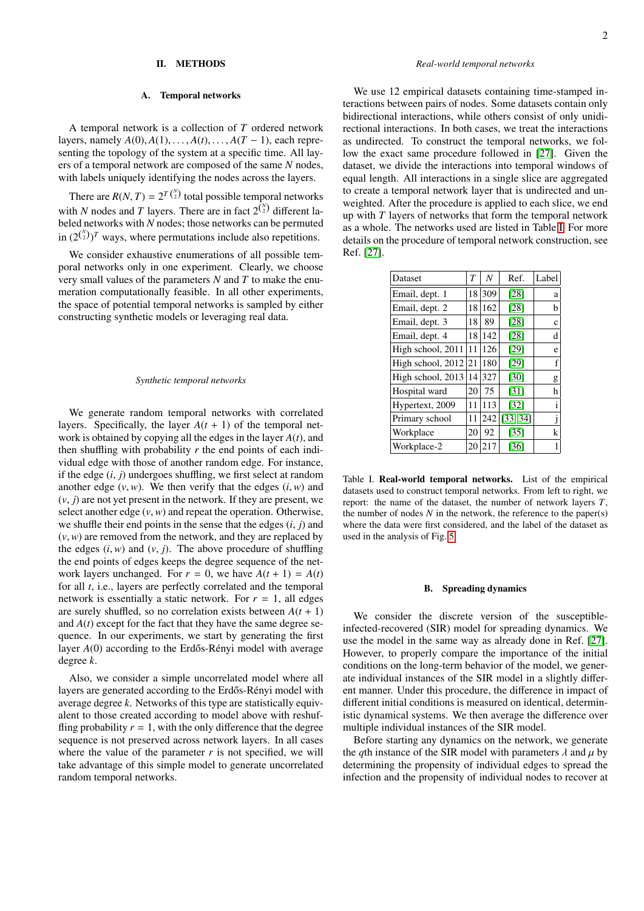## II. METHODS

### A. Temporal networks

A temporal network is a collection of $T$ ordered network layers, namely $A(0), A(1), \ldots, A(t), \ldots, A(T-1)$, each representing the topology of the system at a specific time. All layers of a temporal network are composed of the same $N$ nodes, with labels uniquely identifying the nodes across the layers.

There are $R(N,T) = 2^{T\binom{N}{2}}$ total possible temporal networks with $N$ nodes and $T$ layers. There are in fact $2^{\binom{N}{2}}$ different labeled networks with $N$ nodes; those networks can be permuted in $(2^{\binom{N}{2}})^T$ ways, where permutations include also repetitions.

We consider exhaustive enumerations of all possible temporal networks only in one experiment. Clearly, we choose very small values of the parameters $N$ and $T$ to make the enumeration computationally feasible. In all other experiments, the space of potential temporal networks is sampled by either constructing synthetic models or leveraging real data.

#### *Synthetic temporal networks*

We generate random temporal networks with correlated layers. Specifically, the layer $A(t+1)$ of the temporal network is obtained by copying all the edges in the layer $A(t)$, and then shuffling with probability $r$ the end points of each individual edge with those of another random edge. For instance, if the edge $(i, j)$ undergoes shuffling, we first select at random another edge $(v, w)$. We then verify that the edges $(i, w)$ and $(v, j)$ are not yet present in the network. If they are present, we select another edge $(v, w)$ and repeat the operation. Otherwise, we shuffle their end points in the sense that the edges $(i, j)$ and $(v, w)$ are removed from the network, and they are replaced by the edges $(i, w)$ and $(v, j)$. The above procedure of shuffling the end points of edges keeps the degree sequence of the network layers unchanged. For $r = 0$, we have $A(t+1) = A(t)$ for all $t$, i.e., layers are perfectly correlated and the temporal network is essentially a static network. For $r = 1$, all edges are surely shuffled, so no correlation exists between $A(t+1)$ and $A(t)$ except for the fact that they have the same degree sequence. In our experiments, we start by generating the first layer $A(0)$ according to the Erdős-Rényi model with average degree $k$.

Also, we consider a simple uncorrelated model where all layers are generated according to the Erdős-Rényi model with average degree $k$. Networks of this type are statistically equivalent to those created according to model above with reshuffling probability $r = 1$, with the only difference that the degree sequence is not preserved across network layers. In all cases where the value of the parameter $r$ is not specified, we will take advantage of this simple model to generate uncorrelated random temporal networks.

#### *Real-world temporal networks*

We use 12 empirical datasets containing time-stamped interactions between pairs of nodes. Some datasets contain only bidirectional interactions, while others consist of only unidirectional interactions. In both cases, we treat the interactions as undirected. To construct the temporal networks, we follow the exact same procedure followed in [27]. Given the dataset, we divide the interactions into temporal windows of equal length. All interactions in a single slice are aggregated to create a temporal network layer that is undirected and unweighted. After the procedure is applied to each slice, we end up with $T$ layers of networks that form the temporal network as a whole. The networks used are listed in Table I. For more details on the procedure of temporal network construction, see Ref. [27].

| Dataset | $T$ | $N$ | Ref. | Label |
|---|---|---|---|---|
| Email, dept. 1 | 18 | 309 | [28] | a |
| Email, dept. 2 | 18 | 162 | [28] | b |
| Email, dept. 3 | 18 | 89 | [28] | c |
| Email, dept. 4 | 18 | 142 | [28] | d |
| High school, 2011 | 11 | 126 | [29] | e |
| High school, 2012 | 21 | 180 | [29] | f |
| High school, 2013 | 14 | 327 | [30] | g |
| Hospital ward | 20 | 75 | [31] | h |
| Hypertext, 2009 | 11 | 113 | [32] | i |
| Primary school | 11 | 242 | [33, 34] | j |
| Workplace | 20 | 92 | [35] | k |
| Workplace-2 | 20 | 217 | [36] | l |

Table I. **Real-world temporal networks.** List of the empirical datasets used to construct temporal networks. From left to right, we report: the name of the dataset, the number of network layers $T$, the number of nodes $N$ in the network, the reference to the paper(s) where the data were first considered, and the label of the dataset as used in the analysis of Fig. 5.

### B. Spreading dynamics

We consider the discrete version of the susceptible-infected-recovered (SIR) model for spreading dynamics. We use the model in the same way as already done in Ref. [27]. However, to properly compare the importance of the initial conditions on the long-term behavior of the model, we generate individual instances of the SIR model in a slightly different manner. Under this procedure, the difference in impact of different initial conditions is measured on identical, deterministic dynamical systems. We then average the difference over multiple individual instances of the SIR model.

Before starting any dynamics on the network, we generate the $q$th instance of the SIR model with parameters $\lambda$ and $\mu$ by determining the propensity of individual edges to spread the infection and the propensity of individual nodes to recover at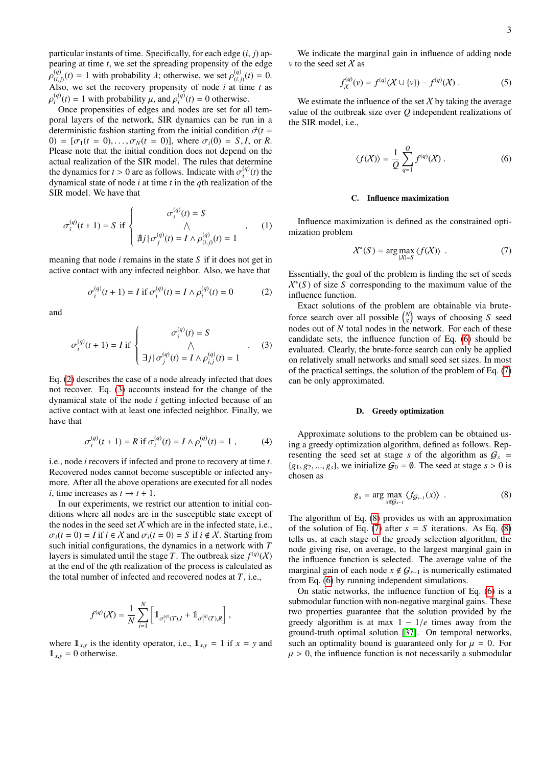particular instants of time. Specifically, for each edge $(i, j)$ appearing at time $t$, we set the spreading propensity of the edge $\rho^{(q)}_{(i,j)}(t) = 1$ with probability $\lambda$; otherwise, we set $\rho^{(q)}_{(i,j)}(t) = 0$. Also, we set the recovery propensity of node $i$ at time $t$ as $\rho^{(q)}_i(t) = 1$ with probability $\mu$, and $\rho^{(q)}_i(t) = 0$ otherwise.

Once propensities of edges and nodes are set for all temporal layers of the network, SIR dynamics can be run in a deterministic fashion starting from the initial condition $\vec{\sigma}(t = 0) = [\sigma_1(t = 0), \ldots, \sigma_N(t = 0)]$, where $\sigma_i(0) = S, I$, or $R$. Please note that the initial condition does not depend on the actual realization of the SIR model. The rules that determine the dynamics for $t > 0$ are as follows. Indicate with $\sigma^{(q)}_i(t)$ the dynamical state of node $i$ at time $t$ in the $q$th realization of the SIR model. We have that

$$
\sigma^{(q)}_i(t+1) = S \text{ if } \left\{ \begin{array}{c} \sigma^{(q)}_i(t) = S \\ \bigwedge \\ \nexists j \,|\, \sigma^{(q)}_j(t) = I \wedge \rho^{(q)}_{(i,j)}(t) = 1 \end{array} \right. , \quad (1)
$$

meaning that node $i$ remains in the state $S$ if it does not get in active contact with any infected neighbor. Also, we have that

$$
\sigma^{(q)}_i(t+1) = I \text{ if } \sigma^{(q)}_i(t) = I \wedge \rho^{(q)}_i(t) = 0 \quad (2)
$$

and

$$
\sigma^{(q)}_i(t+1) = I \text{ if } \left\{ \begin{array}{c} \sigma^{(q)}_i(t) = S \\ \bigwedge \\ \exists j \,|\, \sigma^{(q)}_j(t) = I \wedge \rho^{(q)}_{i,j}(t) = 1 \end{array} \right. . \quad (3)
$$

Eq. (2) describes the case of a node already infected that does not recover. Eq. (3) accounts instead for the change of the dynamical state of the node $i$ getting infected because of an active contact with at least one infected neighbor. Finally, we have that

$$
\sigma^{(q)}_i(t+1) = R \text{ if } \sigma^{(q)}_i(t) = I \wedge \rho^{(q)}_i(t) = 1 \, , \quad (4)
$$

i.e., node $i$ recovers if infected and prone to recovery at time $t$. Recovered nodes cannot become susceptible or infected anymore. After all the above operations are executed for all nodes $i$, time increases as $t \to t + 1$.

In our experiments, we restrict our attention to initial conditions where all nodes are in the susceptible state except of the nodes in the seed set $\mathcal{X}$ which are in the infected state, i.e., $\sigma_i(t = 0) = I$ if $i \in \mathcal{X}$ and $\sigma_i(t = 0) = S$ if $i \notin \mathcal{X}$. Starting from such initial configurations, the dynamics in a network with $T$ layers is simulated until the stage $T$. The outbreak size $f^{(q)}(\mathcal{X})$ at the end of the $q$th realization of the process is calculated as the total number of infected and recovered nodes at $T$, i.e.,

$$
f^{(q)}(\mathcal{X}) = \frac{1}{N} \sum_{i=1}^{N} \left[ \mathbb{1}_{\sigma^{(q)}_i(T),I} + \mathbb{1}_{\sigma^{(q)}_i(T),R} \right] ,
$$

where $\mathbb{1}_{x,y}$ is the identity operator, i.e., $\mathbb{1}_{x,y} = 1$ if $x = y$ and $\mathbb{1}_{x,y} = 0$ otherwise.

We indicate the marginal gain in influence of adding node $v$ to the seed set $\mathcal{X}$ as

$$
f^{(q)}_{\mathcal{X}}(v) = f^{(q)}(\mathcal{X} \cup \{v\}) - f^{(q)}(\mathcal{X}) \, . \quad (5)
$$

We estimate the influence of the set $\mathcal{X}$ by taking the average value of the outbreak size over $Q$ independent realizations of the SIR model, i.e.,

$$
\langle f(\mathcal{X}) \rangle = \frac{1}{Q} \sum_{q=1}^{Q} f^{(q)}(\mathcal{X}) \, . \quad (6)
$$

### C. Influence maximization

Influence maximization is defined as the constrained optimization problem

$$
\mathcal{X}^*(S) = \arg\max_{|\mathcal{X}|=S} \langle f(\mathcal{X}) \rangle \, . \quad (7)
$$

Essentially, the goal of the problem is finding the set of seeds $\mathcal{X}^*(S)$ of size $S$ corresponding to the maximum value of the influence function.

Exact solutions of the problem are obtainable via brute-force search over all possible $\binom{N}{S}$ ways of choosing $S$ seed nodes out of $N$ total nodes in the network. For each of these candidate sets, the influence function of Eq. (6) should be evaluated. Clearly, the brute-force search can only be applied on relatively small networks and small seed set sizes. In most of the practical settings, the solution of the problem of Eq. (7) can be only approximated.

### D. Greedy optimization

Approximate solutions to the problem can be obtained using a greedy optimization algorithm, defined as follows. Representing the seed set at stage $s$ of the algorithm as $\mathcal{G}_s = \{g_1, g_2, ..., g_s\}$, we initialize $\mathcal{G}_0 = \emptyset$. The seed at stage $s > 0$ is chosen as

$$
g_s = \arg\max_{x \notin \mathcal{G}_{s-1}} \langle f_{\mathcal{G}_{s-1}}(x) \rangle \, . \quad (8)
$$

The algorithm of Eq. (8) provides us with an approximation of the solution of Eq. (7) after $s = S$ iterations. As Eq. (8) tells us, at each stage of the greedy selection algorithm, the node giving rise, on average, to the largest marginal gain in the influence function is selected. The average value of the marginal gain of each node $x \notin \mathcal{G}_{s-1}$ is numerically estimated from Eq. (6) by running independent simulations.

On static networks, the influence function of Eq. (6) is a submodular function with non-negative marginal gains. These two properties guarantee that the solution provided by the greedy algorithm is at max $1 - 1/e$ times away from the ground-truth optimal solution [37]. On temporal networks, such an optimality bound is guaranteed only for $\mu = 0$. For $\mu > 0$, the influence function is not necessarily a submodular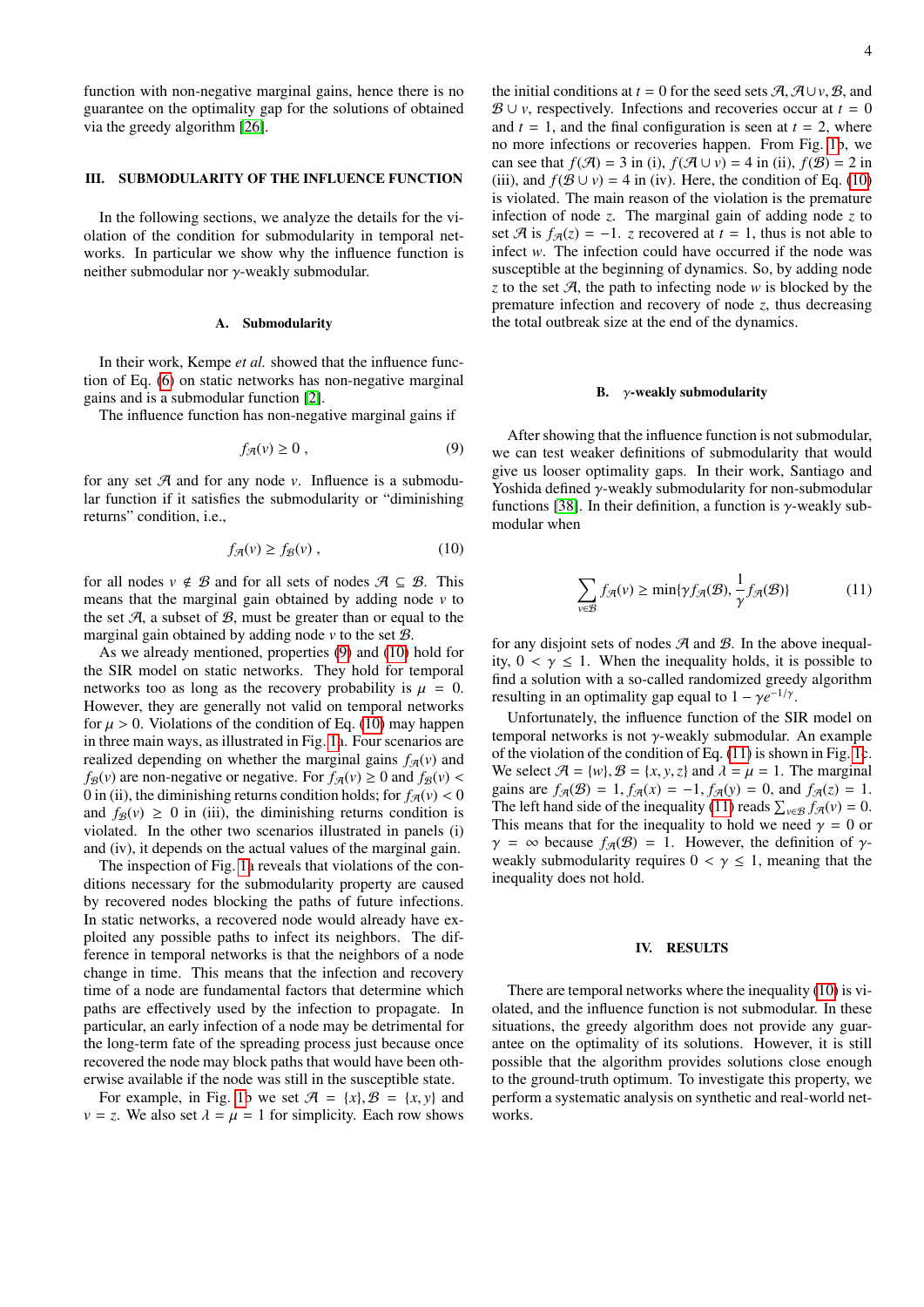function with non-negative marginal gains, hence there is no guarantee on the optimality gap for the solutions of obtained via the greedy algorithm [26].

## III. SUBMODULARITY OF THE INFLUENCE FUNCTION

In the following sections, we analyze the details for the violation of the condition for submodularity in temporal networks. In particular we show why the influence function is neither submodular nor $\gamma$-weakly submodular.

### A. Submodularity

In their work, Kempe *et al.* showed that the influence function of Eq. (6) on static networks has non-negative marginal gains and is a submodular function [2].

The influence function has non-negative marginal gains if

$$f_{\mathcal{A}}(v) \geq 0 \;, \tag{9}$$

for any set $\mathcal{A}$ and for any node $v$. Influence is a submodular function if it satisfies the submodularity or "diminishing returns" condition, i.e.,

$$f_{\mathcal{A}}(v) \geq f_{\mathcal{B}}(v) \;, \tag{10}$$

for all nodes $v \notin \mathcal{B}$ and for all sets of nodes $\mathcal{A} \subseteq \mathcal{B}$. This means that the marginal gain obtained by adding node $v$ to the set $\mathcal{A}$, a subset of $\mathcal{B}$, must be greater than or equal to the marginal gain obtained by adding node $v$ to the set $\mathcal{B}$.

As we already mentioned, properties (9) and (10) hold for the SIR model on static networks. They hold for temporal networks too as long as the recovery probability is $\mu = 0$. However, they are generally not valid on temporal networks for $\mu > 0$. Violations of the condition of Eq. (10) may happen in three main ways, as illustrated in Fig. 1a. Four scenarios are realized depending on whether the marginal gains $f_{\mathcal{A}}(v)$ and $f_{\mathcal{B}}(v)$ are non-negative or negative. For $f_{\mathcal{A}}(v) \geq 0$ and $f_{\mathcal{B}}(v) < 0$ in (ii), the diminishing returns condition holds; for $f_{\mathcal{A}}(v) < 0$ and $f_{\mathcal{B}}(v) \geq 0$ in (iii), the diminishing returns condition is violated. In the other two scenarios illustrated in panels (i) and (iv), it depends on the actual values of the marginal gain.

The inspection of Fig. 1a reveals that violations of the conditions necessary for the submodularity property are caused by recovered nodes blocking the paths of future infections. In static networks, a recovered node would already have exploited any possible paths to infect its neighbors. The difference in temporal networks is that the neighbors of a node change in time. This means that the infection and recovery time of a node are fundamental factors that determine which paths are effectively used by the infection to propagate. In particular, an early infection of a node may be detrimental for the long-term fate of the spreading process just because once recovered the node may block paths that would have been otherwise available if the node was still in the susceptible state.

For example, in Fig. 1b we set $\mathcal{A} = \{x\}, \mathcal{B} = \{x, y\}$ and $v = z$. We also set $\lambda = \mu = 1$ for simplicity. Each row shows the initial conditions at $t = 0$ for the seed sets $\mathcal{A}, \mathcal{A} \cup v, \mathcal{B}$, and $\mathcal{B} \cup v$, respectively. Infections and recoveries occur at $t = 0$ and $t = 1$, and the final configuration is seen at $t = 2$, where no more infections or recoveries happen. From Fig. 1b, we can see that $f(\mathcal{A}) = 3$ in (i), $f(\mathcal{A} \cup v) = 4$ in (ii), $f(\mathcal{B}) = 2$ in (iii), and $f(\mathcal{B} \cup v) = 4$ in (iv). Here, the condition of Eq. (10) is violated. The main reason of the violation is the premature infection of node $z$. The marginal gain of adding node $z$ to set $\mathcal{A}$ is $f_{\mathcal{A}}(z) = -1$. $z$ recovered at $t = 1$, thus is not able to infect $w$. The infection could have occurred if the node was susceptible at the beginning of dynamics. So, by adding node $z$ to the set $\mathcal{A}$, the path to infecting node $w$ is blocked by the premature infection and recovery of node $z$, thus decreasing the total outbreak size at the end of the dynamics.

### B. $\gamma$-weakly submodularity

After showing that the influence function is not submodular, we can test weaker definitions of submodularity that would give us looser optimality gaps. In their work, Santiago and Yoshida defined $\gamma$-weakly submodularity for non-submodular functions [38]. In their definition, a function is $\gamma$-weakly submodular when

$$\sum_{v \in \mathcal{B}} f_{\mathcal{A}}(v) \geq \min\{\gamma f_{\mathcal{A}}(\mathcal{B}), \frac{1}{\gamma} f_{\mathcal{A}}(\mathcal{B})\} \tag{11}$$

for any disjoint sets of nodes $\mathcal{A}$ and $\mathcal{B}$. In the above inequality, $0 < \gamma \leq 1$. When the inequality holds, it is possible to find a solution with a so-called randomized greedy algorithm resulting in an optimality gap equal to $1 - \gamma e^{-1/\gamma}$.

Unfortunately, the influence function of the SIR model on temporal networks is not $\gamma$-weakly submodular. An example of the violation of the condition of Eq. (11) is shown in Fig. 1c. We select $\mathcal{A} = \{w\}, \mathcal{B} = \{x, y, z\}$ and $\lambda = \mu = 1$. The marginal gains are $f_{\mathcal{A}}(\mathcal{B}) = 1, f_{\mathcal{A}}(x) = -1, f_{\mathcal{A}}(y) = 0$, and $f_{\mathcal{A}}(z) = 1$. The left hand side of the inequality (11) reads $\sum_{v \in \mathcal{B}} f_{\mathcal{A}}(v) = 0$. This means that for the inequality to hold we need $\gamma = 0$ or $\gamma = \infty$ because $f_{\mathcal{A}}(\mathcal{B}) = 1$. However, the definition of $\gamma$-weakly submodularity requires $0 < \gamma \leq 1$, meaning that the inequality does not hold.

## IV. RESULTS

There are temporal networks where the inequality (10) is violated, and the influence function is not submodular. In these situations, the greedy algorithm does not provide any guarantee on the optimality of its solutions. However, it is still possible that the algorithm provides solutions close enough to the ground-truth optimum. To investigate this property, we perform a systematic analysis on synthetic and real-world networks.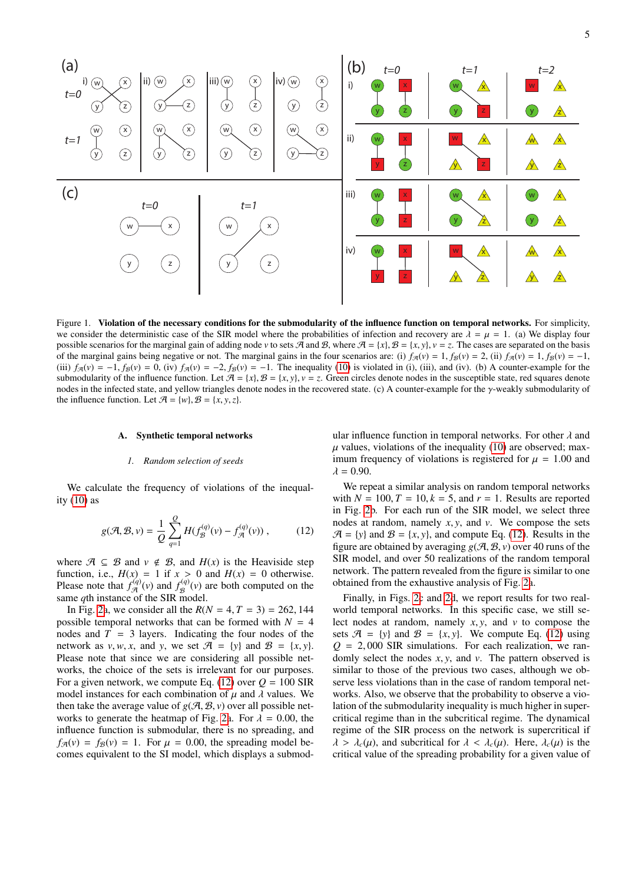Figure 1. **Violation of the necessary conditions for the submodularity of the influence function on temporal networks.** For simplicity, we consider the deterministic case of the SIR model where the probabilities of infection and recovery are $\lambda = \mu = 1$. (a) We display four possible scenarios for the marginal gain of adding node $v$ to sets $\mathcal{A}$ and $\mathcal{B}$, where $\mathcal{A} = \{x\}, \mathcal{B} = \{x, y\}, v = z$. The cases are separated on the basis of the marginal gains being negative or not. The marginal gains in the four scenarios are: (i) $f_{\mathcal{A}}(v) = 1, f_{\mathcal{B}}(v) = 2$, (ii) $f_{\mathcal{A}}(v) = 1, f_{\mathcal{B}}(v) = -1$, (iii) $f_{\mathcal{A}}(v) = -1, f_{\mathcal{B}}(v) = 0$, (iv) $f_{\mathcal{A}}(v) = -2, f_{\mathcal{B}}(v) = -1$. The inequality (10) is violated in (i), (iii), and (iv). (b) A counter-example for the submodularity of the influence function. Let $\mathcal{A} = \{x\}, \mathcal{B} = \{x, y\}, v = z$. Green circles denote nodes in the susceptible state, red squares denote nodes in the infected state, and yellow triangles denote nodes in the recovered state. (c) A counter-example for the $\gamma$-weakly submodularity of the influence function. Let $\mathcal{A} = \{w\}, \mathcal{B} = \{x, y, z\}$.

### A. Synthetic temporal networks

#### 1. Random selection of seeds

We calculate the frequency of violations of the inequality (10) as

$$g(\mathcal{A}, \mathcal{B}, v) = \frac{1}{Q} \sum_{q=1}^{Q} H(f_{\mathcal{B}}^{(q)}(v) - f_{\mathcal{A}}^{(q)}(v)) \, , \tag{12}$$

where $\mathcal{A} \subseteq \mathcal{B}$ and $v \notin \mathcal{B}$, and $H(x)$ is the Heaviside step function, i.e., $H(x) = 1$ if $x > 0$ and $H(x) = 0$ otherwise. Please note that $f_{\mathcal{A}}^{(q)}(v)$ and $f_{\mathcal{B}}^{(q)}(v)$ are both computed on the same $q$th instance of the SIR model.

In Fig. 2a, we consider all the $R(N = 4, T = 3) = 262,144$ possible temporal networks that can be formed with $N = 4$ nodes and $T = 3$ layers. Indicating the four nodes of the network as $v, w, x$, and $y$, we set $\mathcal{A} = \{y\}$ and $\mathcal{B} = \{x, y\}$. Please note that since we are considering all possible networks, the choice of the sets is irrelevant for our purposes. For a given network, we compute Eq. (12) over $Q = 100$ SIR model instances for each combination of $\mu$ and $\lambda$ values. We then take the average value of $g(\mathcal{A}, \mathcal{B}, v)$ over all possible networks to generate the heatmap of Fig. 2a. For $\lambda = 0.00$, the influence function is submodular, there is no spreading, and $f_{\mathcal{A}}(v) = f_{\mathcal{B}}(v) = 1$. For $\mu = 0.00$, the spreading model becomes equivalent to the SI model, which displays a submodular influence function in temporal networks. For other $\lambda$ and $\mu$ values, violations of the inequality (10) are observed; maximum frequency of violations is registered for $\mu = 1.00$ and $\lambda = 0.90$.

We repeat a similar analysis on random temporal networks with $N = 100, T = 10, k = 5$, and $r = 1$. Results are reported in Fig. 2b. For each run of the SIR model, we select three nodes at random, namely $x, y$, and $v$. We compose the sets $\mathcal{A} = \{y\}$ and $\mathcal{B} = \{x, y\}$, and compute Eq. (12). Results in the figure are obtained by averaging $g(\mathcal{A}, \mathcal{B}, v)$ over 40 runs of the SIR model, and over 50 realizations of the random temporal network. The pattern revealed from the figure is similar to one obtained from the exhaustive analysis of Fig. 2a.

Finally, in Figs. 2c and 2d, we report results for two real-world temporal networks. In this specific case, we still select nodes at random, namely $x, y$, and $v$ to compose the sets $\mathcal{A} = \{y\}$ and $\mathcal{B} = \{x, y\}$. We compute Eq. (12) using $Q = 2,000$ SIR simulations. For each realization, we randomly select the nodes $x, y$, and $v$. The pattern observed is similar to those of the previous two cases, although we observe less violations than in the case of random temporal networks. Also, we observe that the probability to observe a violation of the submodularity inequality is much higher in supercritical regime than in the subcritical regime. The dynamical regime of the SIR process on the network is supercritical if $\lambda > \lambda_c(\mu)$, and subcritical for $\lambda < \lambda_c(\mu)$. Here, $\lambda_c(\mu)$ is the critical value of the spreading probability for a given value of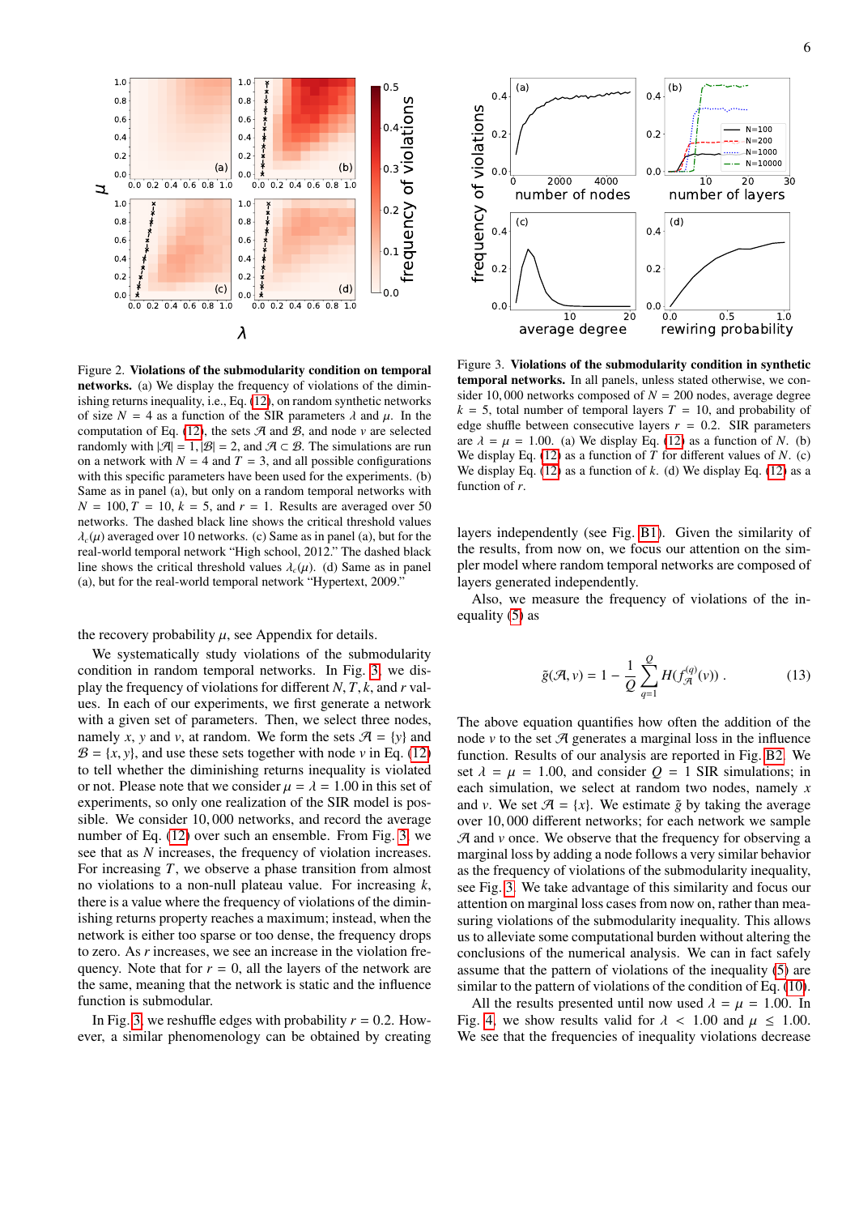Figure 2. **Violations of the submodularity condition on temporal networks.** (a) We display the frequency of violations of the diminishing returns inequality, i.e., Eq. (12), on random synthetic networks of size $N = 4$ as a function of the SIR parameters $\lambda$ and $\mu$. In the computation of Eq. (12), the sets $\mathcal{A}$ and $\mathcal{B}$, and node $v$ are selected randomly with $|\mathcal{A}| = 1, |\mathcal{B}| = 2$, and $\mathcal{A} \subset \mathcal{B}$. The simulations are run on a network with $N = 4$ and $T = 3$, and all possible configurations with this specific parameters have been used for the experiments. (b) Same as in panel (a), but only on a random temporal networks with $N = 100, T = 10$, $k = 5$, and $r = 1$. Results are averaged over 50 networks. The dashed black line shows the critical threshold values $\lambda_c(\mu)$ averaged over 10 networks. (c) Same as in panel (a), but for the real-world temporal network "High school, 2012." The dashed black line shows the critical threshold values $\lambda_c(\mu)$. (d) Same as in panel (a), but for the real-world temporal network "Hypertext, 2009."

Figure 3. **Violations of the submodularity condition in synthetic temporal networks.** In all panels, unless stated otherwise, we consider 10,000 networks composed of $N = 200$ nodes, average degree $k = 5$, total number of temporal layers $T = 10$, and probability of edge shuffle between consecutive layers $r = 0.2$. SIR parameters are $\lambda = \mu = 1.00$. (a) We display Eq. (12) as a function of $N$. (b) We display Eq. (12) as a function of $T$ for different values of $N$. (c) We display Eq. (12) as a function of $k$. (d) We display Eq. (12) as a function of $r$.

the recovery probability $\mu$, see Appendix for details.

We systematically study violations of the submodularity condition in random temporal networks. In Fig. 3, we display the frequency of violations for different $N, T, k$, and $r$ values. In each of our experiments, we first generate a network with a given set of parameters. Then, we select three nodes, namely $x$, $y$ and $v$, at random. We form the sets $\mathcal{A} = \{y\}$ and $\mathcal{B} = \{x, y\}$, and use these sets together with node $v$ in Eq. (12) to tell whether the diminishing returns inequality is violated or not. Please note that we consider $\mu = \lambda = 1.00$ in this set of experiments, so only one realization of the SIR model is possible. We consider 10,000 networks, and record the average number of Eq. (12) over such an ensemble. From Fig. 3, we see that as $N$ increases, the frequency of violation increases. For increasing $T$, we observe a phase transition from almost no violations to a non-null plateau value. For increasing $k$, there is a value where the frequency of violations of the diminishing returns property reaches a maximum; instead, when the network is either too sparse or too dense, the frequency drops to zero. As $r$ increases, we see an increase in the violation frequency. Note that for $r = 0$, all the layers of the network are the same, meaning that the network is static and the influence function is submodular.

In Fig. 3, we reshuffle edges with probability $r = 0.2$. However, a similar phenomenology can be obtained by creating layers independently (see Fig. B1). Given the similarity of the results, from now on, we focus our attention on the simpler model where random temporal networks are composed of layers generated independently.

Also, we measure the frequency of violations of the inequality (5) as

$$\tilde{g}(\mathcal{A}, v) = 1 - \frac{1}{Q} \sum_{q=1}^{Q} H(f_{\mathcal{A}}^{(q)}(v)) \, . \tag{13}$$

The above equation quantifies how often the addition of the node $v$ to the set $\mathcal{A}$ generates a marginal loss in the influence function. Results of our analysis are reported in Fig. B2. We set $\lambda = \mu = 1.00$, and consider $Q = 1$ SIR simulations; in each simulation, we select at random two nodes, namely $x$ and $v$. We set $\mathcal{A} = \{x\}$. We estimate $\tilde{g}$ by taking the average over 10,000 different networks; for each network we sample $\mathcal{A}$ and $v$ once. We observe that the frequency for observing a marginal loss by adding a node follows a very similar behavior as the frequency of violations of the submodularity inequality, see Fig. 3. We take advantage of this similarity and focus our attention on marginal loss cases from now on, rather than measuring violations of the submodularity inequality. This allows us to alleviate some computational burden without altering the conclusions of the numerical analysis. We can in fact safely assume that the pattern of violations of the inequality (5) are similar to the pattern of violations of the condition of Eq. (10).

All the results presented until now used $\lambda = \mu = 1.00$. In Fig. 4, we show results valid for $\lambda < 1.00$ and $\mu \leq 1.00$. We see that the frequencies of inequality violations decrease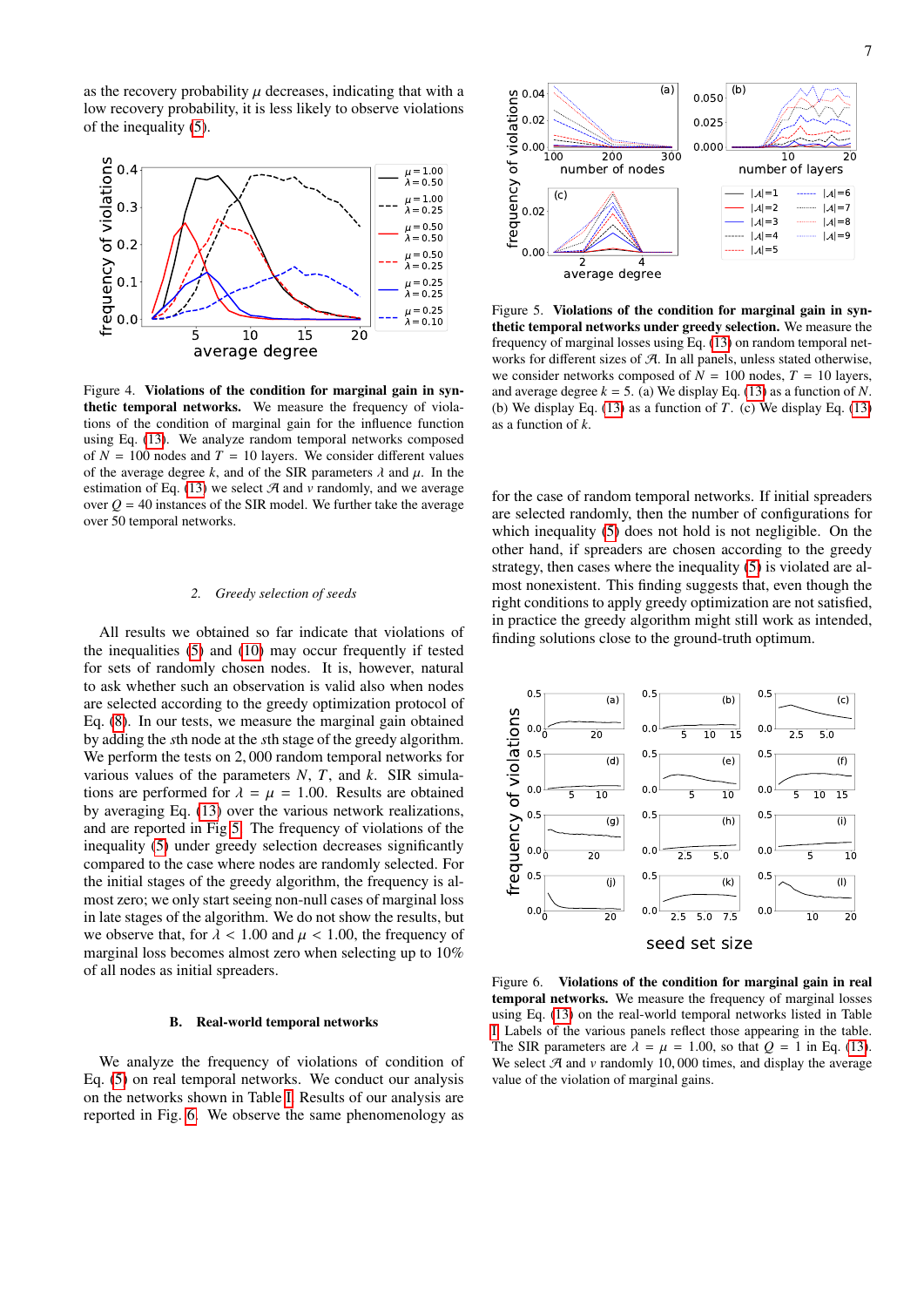as the recovery probability $\mu$ decreases, indicating that with a low recovery probability, it is less likely to observe violations of the inequality (5).

Figure 4. **Violations of the condition for marginal gain in synthetic temporal networks.** We measure the frequency of violations of the condition of marginal gain for the influence function using Eq. (13). We analyze random temporal networks composed of $N = 100$ nodes and $T = 10$ layers. We consider different values of the average degree $k$, and of the SIR parameters $\lambda$ and $\mu$. In the estimation of Eq. (13) we select $\mathcal{A}$ and $v$ randomly, and we average over $Q = 40$ instances of the SIR model. We further take the average over 50 temporal networks.

### 2. *Greedy selection of seeds*

All results we obtained so far indicate that violations of the inequalities (5) and (10) may occur frequently if tested for sets of randomly chosen nodes. It is, however, natural to ask whether such an observation is valid also when nodes are selected according to the greedy optimization protocol of Eq. (8). In our tests, we measure the marginal gain obtained by adding the $s$th node at the $s$th stage of the greedy algorithm. We perform the tests on 2,000 random temporal networks for various values of the parameters $N$, $T$, and $k$. SIR simulations are performed for $\lambda = \mu = 1.00$. Results are obtained by averaging Eq. (13) over the various network realizations, and are reported in Fig 5. The frequency of violations of the inequality (5) under greedy selection decreases significantly compared to the case where nodes are randomly selected. For the initial stages of the greedy algorithm, the frequency is almost zero; we only start seeing non-null cases of marginal loss in late stages of the algorithm. We do not show the results, but we observe that, for $\lambda < 1.00$ and $\mu < 1.00$, the frequency of marginal loss becomes almost zero when selecting up to 10% of all nodes as initial spreaders.

## B. Real-world temporal networks

We analyze the frequency of violations of condition of Eq. (5) on real temporal networks. We conduct our analysis on the networks shown in Table I. Results of our analysis are reported in Fig. 6. We observe the same phenomenology as for the case of random temporal networks. If initial spreaders are selected randomly, then the number of configurations for which inequality (5) does not hold is not negligible. On the other hand, if spreaders are chosen according to the greedy strategy, then cases where the inequality (5) is violated are almost nonexistent. This finding suggests that, even though the right conditions to apply greedy optimization are not satisfied, in practice the greedy algorithm might still work as intended, finding solutions close to the ground-truth optimum.

Figure 5. **Violations of the condition for marginal gain in synthetic temporal networks under greedy selection.** We measure the frequency of marginal losses using Eq. (13) on random temporal networks for different sizes of $\mathcal{A}$. In all panels, unless stated otherwise, we consider networks composed of $N = 100$ nodes, $T = 10$ layers, and average degree $k = 5$. (a) We display Eq. (13) as a function of $N$. (b) We display Eq. (13) as a function of $T$. (c) We display Eq. (13) as a function of $k$.

Figure 6. **Violations of the condition for marginal gain in real temporal networks.** We measure the frequency of marginal losses using Eq. (13) on the real-world temporal networks listed in Table I. Labels of the various panels reflect those appearing in the table. The SIR parameters are $\lambda = \mu = 1.00$, so that $Q = 1$ in Eq. (13). We select $\mathcal{A}$ and $v$ randomly 10,000 times, and display the average value of the violation of marginal gains.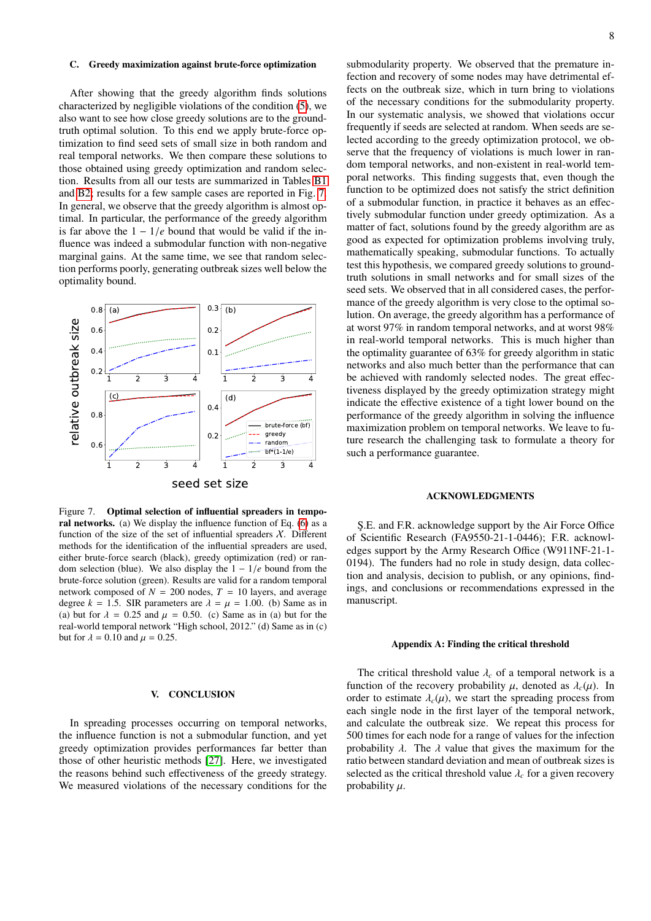### C. Greedy maximization against brute-force optimization

After showing that the greedy algorithm finds solutions characterized by negligible violations of the condition (5), we also want to see how close greedy solutions are to the ground-truth optimal solution. To this end we apply brute-force optimization to find seed sets of small size in both random and real temporal networks. We then compare these solutions to those obtained using greedy optimization and random selection. Results from all our tests are summarized in Tables B1 and B2; results for a few sample cases are reported in Fig. 7. In general, we observe that the greedy algorithm is almost optimal. In particular, the performance of the greedy algorithm is far above the $1 - 1/e$ bound that would be valid if the influence was indeed a submodular function with non-negative marginal gains. At the same time, we see that random selection performs poorly, generating outbreak sizes well below the optimality bound.

Figure 7. **Optimal selection of influential spreaders in temporal networks.** (a) We display the influence function of Eq. (6) as a function of the size of the set of influential spreaders $X$. Different methods for the identification of the influential spreaders are used, either brute-force search (black), greedy optimization (red) or random selection (blue). We also display the $1 - 1/e$ bound for the brute-force solution (green). Results are valid for a random temporal network composed of $N = 200$ nodes, $T = 10$ layers, and average degree $k = 1.5$. SIR parameters are $\lambda = \mu = 1.00$. (b) Same as in (a) but for $\lambda = 0.25$ and $\mu = 0.50$. (c) Same as in (a) but for the real-world temporal network "High school, 2012." (d) Same as in (c) but for $\lambda = 0.10$ and $\mu = 0.25$.

## V. CONCLUSION

In spreading processes occurring on temporal networks, the influence function is not a submodular function, and yet greedy optimization provides performances far better than those of other heuristic methods [27]. Here, we investigated the reasons behind such effectiveness of the greedy strategy. We measured violations of the necessary conditions for the submodularity property. We observed that the premature infection and recovery of some nodes may have detrimental effects on the outbreak size, which in turn bring to violations of the necessary conditions for the submodularity property. In our systematic analysis, we showed that violations occur frequently if seeds are selected at random. When seeds are selected according to the greedy optimization protocol, we observe that the frequency of violations is much lower in random temporal networks, and non-existent in real-world temporal networks. This finding suggests that, even though the function to be optimized does not satisfy the strict definition of a submodular function, in practice it behaves as an effectively submodular function under greedy optimization. As a matter of fact, solutions found by the greedy algorithm are as good as expected for optimization problems involving truly, mathematically speaking, submodular functions. To actually test this hypothesis, we compared greedy solutions to ground-truth solutions in small networks and for small sizes of the seed sets. We observed that in all considered cases, the performance of the greedy algorithm is very close to the optimal solution. On average, the greedy algorithm has a performance of at worst 97% in random temporal networks, and at worst 98% in real-world temporal networks. This is much higher than the optimality guarantee of 63% for greedy algorithm in static networks and also much better than the performance that can be achieved with randomly selected nodes. The great effectiveness displayed by the greedy optimization strategy might indicate the effective existence of a tight lower bound on the performance of the greedy algorithm in solving the influence maximization problem on temporal networks. We leave to future research the challenging task to formulate a theory for such a performance guarantee.

## ACKNOWLEDGMENTS

Ş.E. and F.R. acknowledge support by the Air Force Office of Scientific Research (FA9550-21-1-0446); F.R. acknowledges support by the Army Research Office (W911NF-21-1-0194). The funders had no role in study design, data collection and analysis, decision to publish, or any opinions, findings, and conclusions or recommendations expressed in the manuscript.

## Appendix A: Finding the critical threshold

The critical threshold value $\lambda_c$ of a temporal network is a function of the recovery probability $\mu$, denoted as $\lambda_c(\mu)$. In order to estimate $\lambda_c(\mu)$, we start the spreading process from each single node in the first layer of the temporal network, and calculate the outbreak size. We repeat this process for 500 times for each node for a range of values for the infection probability $\lambda$. The $\lambda$ value that gives the maximum for the ratio between standard deviation and mean of outbreak sizes is selected as the critical threshold value $\lambda_c$ for a given recovery probability $\mu$.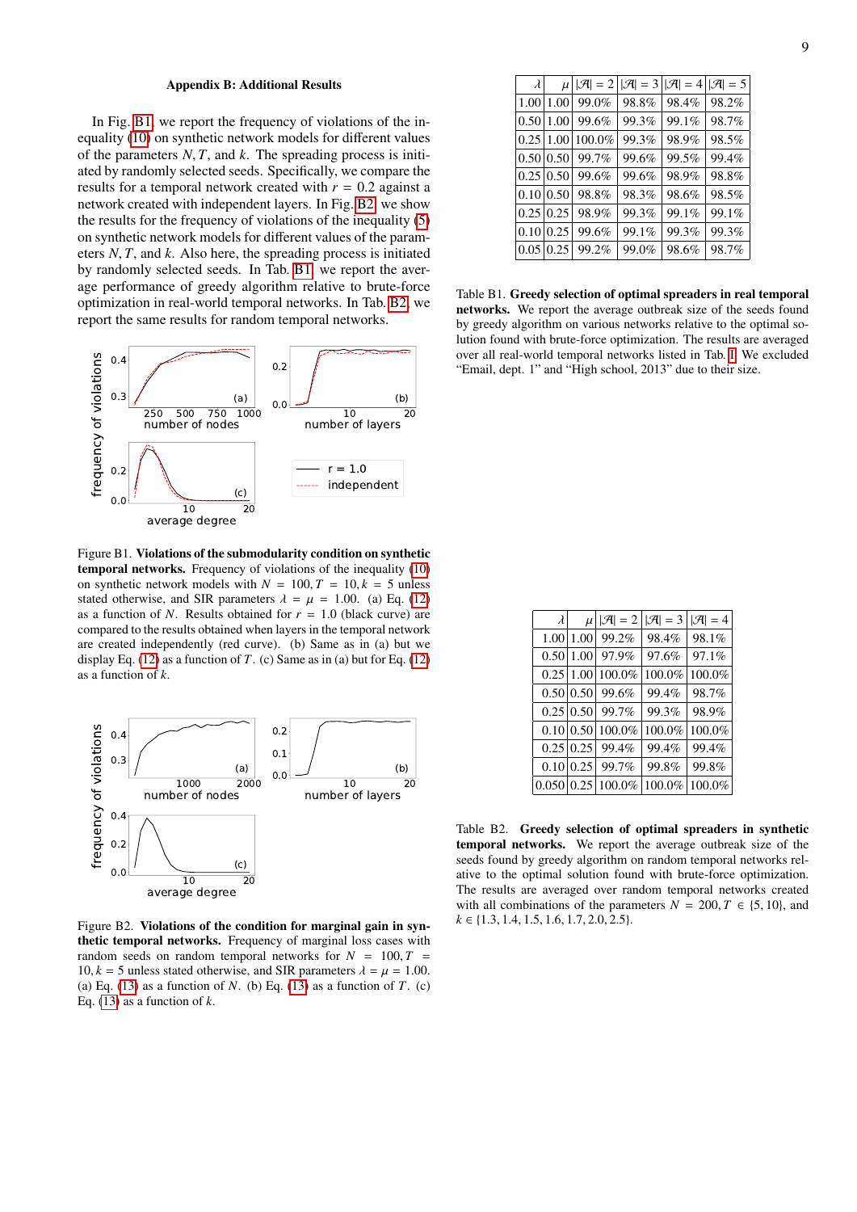## Appendix B: Additional Results

In Fig. B1 we report the frequency of violations of the inequality (10) on synthetic network models for different values of the parameters $N, T$, and $k$. The spreading process is initiated by randomly selected seeds. Specifically, we compare the results for a temporal network created with $r = 0.2$ against a network created with independent layers. In Fig. B2 we show the results for the frequency of violations of the inequality (5) on synthetic network models for different values of the parameters $N, T$, and $k$. Also here, the spreading process is initiated by randomly selected seeds. In Tab. B1 we report the average performance of greedy algorithm relative to brute-force optimization in real-world temporal networks. In Tab. B2 we report the same results for random temporal networks.

Figure B1. **Violations of the submodularity condition on synthetic temporal networks.** Frequency of violations of the inequality (10) on synthetic network models with $N = 100, T = 10, k = 5$ unless stated otherwise, and SIR parameters $\lambda = \mu = 1.00$. (a) Eq. (12) as a function of $N$. Results obtained for $r = 1.0$ (black curve) are compared to the results obtained when layers in the temporal network are created independently (red curve). (b) Same as in (a) but we display Eq. (12) as a function of $T$. (c) Same as in (a) but for Eq. (12) as a function of $k$.

Figure B2. **Violations of the condition for marginal gain in synthetic temporal networks.** Frequency of marginal loss cases with random seeds on random temporal networks for $N = 100, T = 10, k = 5$ unless stated otherwise, and SIR parameters $\lambda = \mu = 1.00$. (a) Eq. (13) as a function of $N$. (b) Eq. (13) as a function of $T$. (c) Eq. (13) as a function of $k$.

| $\lambda$ | $\mu$ | $\vert\mathcal{A}\vert = 2$ | $\vert\mathcal{A}\vert = 3$ | $\vert\mathcal{A}\vert = 4$ | $\vert\mathcal{A}\vert = 5$ |
|---|---|---|---|---|---|
| 1.00 | 1.00 | 99.0% | 98.8% | 98.4% | 98.2% |
| 0.50 | 1.00 | 99.6% | 99.3% | 99.1% | 98.7% |
| 0.25 | 1.00 | 100.0% | 99.3% | 98.9% | 98.5% |
| 0.50 | 0.50 | 99.7% | 99.6% | 99.5% | 99.4% |
| 0.25 | 0.50 | 99.6% | 99.6% | 98.9% | 98.8% |
| 0.10 | 0.50 | 98.8% | 98.3% | 98.6% | 98.5% |
| 0.25 | 0.25 | 98.9% | 99.3% | 99.1% | 99.1% |
| 0.10 | 0.25 | 99.6% | 99.1% | 99.3% | 99.3% |
| 0.05 | 0.25 | 99.2% | 99.0% | 98.6% | 98.7% |

Table B1. **Greedy selection of optimal spreaders in real temporal networks.** We report the average outbreak size of the seeds found by greedy algorithm on various networks relative to the optimal solution found with brute-force optimization. The results are averaged over all real-world temporal networks listed in Tab. I. We excluded "Email, dept. 1" and "High school, 2013" due to their size.

| $\lambda$ | $\mu$ | $\vert\mathcal{A}\vert = 2$ | $\vert\mathcal{A}\vert = 3$ | $\vert\mathcal{A}\vert = 4$ |
|---|---|---|---|---|
| 1.00 | 1.00 | 99.2% | 98.4% | 98.1% |
| 0.50 | 1.00 | 97.9% | 97.6% | 97.1% |
| 0.25 | 1.00 | 100.0% | 100.0% | 100.0% |
| 0.50 | 0.50 | 99.6% | 99.4% | 98.7% |
| 0.25 | 0.50 | 99.7% | 99.3% | 98.9% |
| 0.10 | 0.50 | 100.0% | 100.0% | 100.0% |
| 0.25 | 0.25 | 99.4% | 99.4% | 99.4% |
| 0.10 | 0.25 | 99.7% | 99.8% | 99.8% |
| 0.050 | 0.25 | 100.0% | 100.0% | 100.0% |

Table B2. **Greedy selection of optimal spreaders in synthetic temporal networks.** We report the average outbreak size of the seeds found by greedy algorithm on random temporal networks relative to the optimal solution found with brute-force optimization. The results are averaged over random temporal networks created with all combinations of the parameters $N = 200, T \in \{5, 10\}$, and $k \in \{1.3, 1.4, 1.5, 1.6, 1.7, 2.0, 2.5\}$.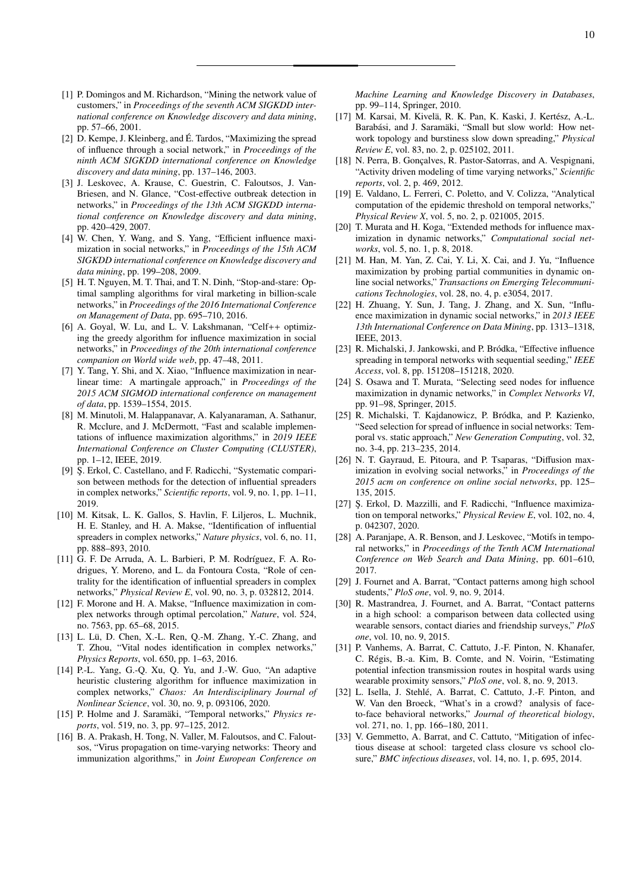[1] P. Domingos and M. Richardson, "Mining the network value of customers," in *Proceedings of the seventh ACM SIGKDD international conference on Knowledge discovery and data mining*, pp. 57–66, 2001.

[2] D. Kempe, J. Kleinberg, and É. Tardos, "Maximizing the spread of influence through a social network," in *Proceedings of the ninth ACM SIGKDD international conference on Knowledge discovery and data mining*, pp. 137–146, 2003.

[3] J. Leskovec, A. Krause, C. Guestrin, C. Faloutsos, J. VanBriesen, and N. Glance, "Cost-effective outbreak detection in networks," in *Proceedings of the 13th ACM SIGKDD international conference on Knowledge discovery and data mining*, pp. 420–429, 2007.

[4] W. Chen, Y. Wang, and S. Yang, "Efficient influence maximization in social networks," in *Proceedings of the 15th ACM SIGKDD international conference on Knowledge discovery and data mining*, pp. 199–208, 2009.

[5] H. T. Nguyen, M. T. Thai, and T. N. Dinh, "Stop-and-stare: Optimal sampling algorithms for viral marketing in billion-scale networks," in *Proceedings of the 2016 International Conference on Management of Data*, pp. 695–710, 2016.

[6] A. Goyal, W. Lu, and L. V. Lakshmanan, "Celf++ optimizing the greedy algorithm for influence maximization in social networks," in *Proceedings of the 20th international conference companion on World wide web*, pp. 47–48, 2011.

[7] Y. Tang, Y. Shi, and X. Xiao, "Influence maximization in near-linear time: A martingale approach," in *Proceedings of the 2015 ACM SIGMOD international conference on management of data*, pp. 1539–1554, 2015.

[8] M. Minutoli, M. Halappanavar, A. Kalyanaraman, A. Sathanur, R. Mcclure, and J. McDermott, "Fast and scalable implementations of influence maximization algorithms," in *2019 IEEE International Conference on Cluster Computing (CLUSTER)*, pp. 1–12, IEEE, 2019.

[9] Ş. Erkol, C. Castellano, and F. Radicchi, "Systematic comparison between methods for the detection of influential spreaders in complex networks," *Scientific reports*, vol. 9, no. 1, pp. 1–11, 2019.

[10] M. Kitsak, L. K. Gallos, S. Havlin, F. Liljeros, L. Muchnik, H. E. Stanley, and H. A. Makse, "Identification of influential spreaders in complex networks," *Nature physics*, vol. 6, no. 11, pp. 888–893, 2010.

[11] G. F. De Arruda, A. L. Barbieri, P. M. Rodríguez, F. A. Rodrigues, Y. Moreno, and L. da Fontoura Costa, "Role of centrality for the identification of influential spreaders in complex networks," *Physical Review E*, vol. 90, no. 3, p. 032812, 2014.

[12] F. Morone and H. A. Makse, "Influence maximization in complex networks through optimal percolation," *Nature*, vol. 524, no. 7563, pp. 65–68, 2015.

[13] L. Lü, D. Chen, X.-L. Ren, Q.-M. Zhang, Y.-C. Zhang, and T. Zhou, "Vital nodes identification in complex networks," *Physics Reports*, vol. 650, pp. 1–63, 2016.

[14] P.-L. Yang, G.-Q. Xu, Q. Yu, and J.-W. Guo, "An adaptive heuristic clustering algorithm for influence maximization in complex networks," *Chaos: An Interdisciplinary Journal of Nonlinear Science*, vol. 30, no. 9, p. 093106, 2020.

[15] P. Holme and J. Saramäki, "Temporal networks," *Physics reports*, vol. 519, no. 3, pp. 97–125, 2012.

[16] B. A. Prakash, H. Tong, N. Valler, M. Faloutsos, and C. Faloutsos, "Virus propagation on time-varying networks: Theory and immunization algorithms," in *Joint European Conference on Machine Learning and Knowledge Discovery in Databases*, pp. 99–114, Springer, 2010.

[17] M. Karsai, M. Kivelä, R. K. Pan, K. Kaski, J. Kertész, A.-L. Barabási, and J. Saramäki, "Small but slow world: How network topology and burstiness slow down spreading," *Physical Review E*, vol. 83, no. 2, p. 025102, 2011.

[18] N. Perra, B. Gonçalves, R. Pastor-Satorras, and A. Vespignani, "Activity driven modeling of time varying networks," *Scientific reports*, vol. 2, p. 469, 2012.

[19] E. Valdano, L. Ferreri, C. Poletto, and V. Colizza, "Analytical computation of the epidemic threshold on temporal networks," *Physical Review X*, vol. 5, no. 2, p. 021005, 2015.

[20] T. Murata and H. Koga, "Extended methods for influence maximization in dynamic networks," *Computational social networks*, vol. 5, no. 1, p. 8, 2018.

[21] M. Han, M. Yan, Z. Cai, Y. Li, X. Cai, and J. Yu, "Influence maximization by probing partial communities in dynamic online social networks," *Transactions on Emerging Telecommunications Technologies*, vol. 28, no. 4, p. e3054, 2017.

[22] H. Zhuang, Y. Sun, J. Tang, J. Zhang, and X. Sun, "Influence maximization in dynamic social networks," in *2013 IEEE 13th International Conference on Data Mining*, pp. 1313–1318, IEEE, 2013.

[23] R. Michalski, J. Jankowski, and P. Bródka, "Effective influence spreading in temporal networks with sequential seeding," *IEEE Access*, vol. 8, pp. 151208–151218, 2020.

[24] S. Osawa and T. Murata, "Selecting seed nodes for influence maximization in dynamic networks," in *Complex Networks VI*, pp. 91–98, Springer, 2015.

[25] R. Michalski, T. Kajdanowicz, P. Bródka, and P. Kazienko, "Seed selection for spread of influence in social networks: Temporal vs. static approach," *New Generation Computing*, vol. 32, no. 3-4, pp. 213–235, 2014.

[26] N. T. Gayraud, E. Pitoura, and P. Tsaparas, "Diffusion maximization in evolving social networks," in *Proceedings of the 2015 acm on conference on online social networks*, pp. 125–135, 2015.

[27] Ş. Erkol, D. Mazzilli, and F. Radicchi, "Influence maximization on temporal networks," *Physical Review E*, vol. 102, no. 4, p. 042307, 2020.

[28] A. Paranjape, A. R. Benson, and J. Leskovec, "Motifs in temporal networks," in *Proceedings of the Tenth ACM International Conference on Web Search and Data Mining*, pp. 601–610, 2017.

[29] J. Fournet and A. Barrat, "Contact patterns among high school students," *PloS one*, vol. 9, no. 9, 2014.

[30] R. Mastrandrea, J. Fournet, and A. Barrat, "Contact patterns in a high school: a comparison between data collected using wearable sensors, contact diaries and friendship surveys," *PloS one*, vol. 10, no. 9, 2015.

[31] P. Vanhems, A. Barrat, C. Cattuto, J.-F. Pinton, N. Khanafer, C. Régis, B.-a. Kim, B. Comte, and N. Voirin, "Estimating potential infection transmission routes in hospital wards using wearable proximity sensors," *PloS one*, vol. 8, no. 9, 2013.

[32] L. Isella, J. Stehlé, A. Barrat, C. Cattuto, J.-F. Pinton, and W. Van den Broeck, "What's in a crowd? analysis of face-to-face behavioral networks," *Journal of theoretical biology*, vol. 271, no. 1, pp. 166–180, 2011.

[33] V. Gemmetto, A. Barrat, and C. Cattuto, "Mitigation of infectious disease at school: targeted class closure vs school closure," *BMC infectious diseases*, vol. 14, no. 1, p. 695, 2014.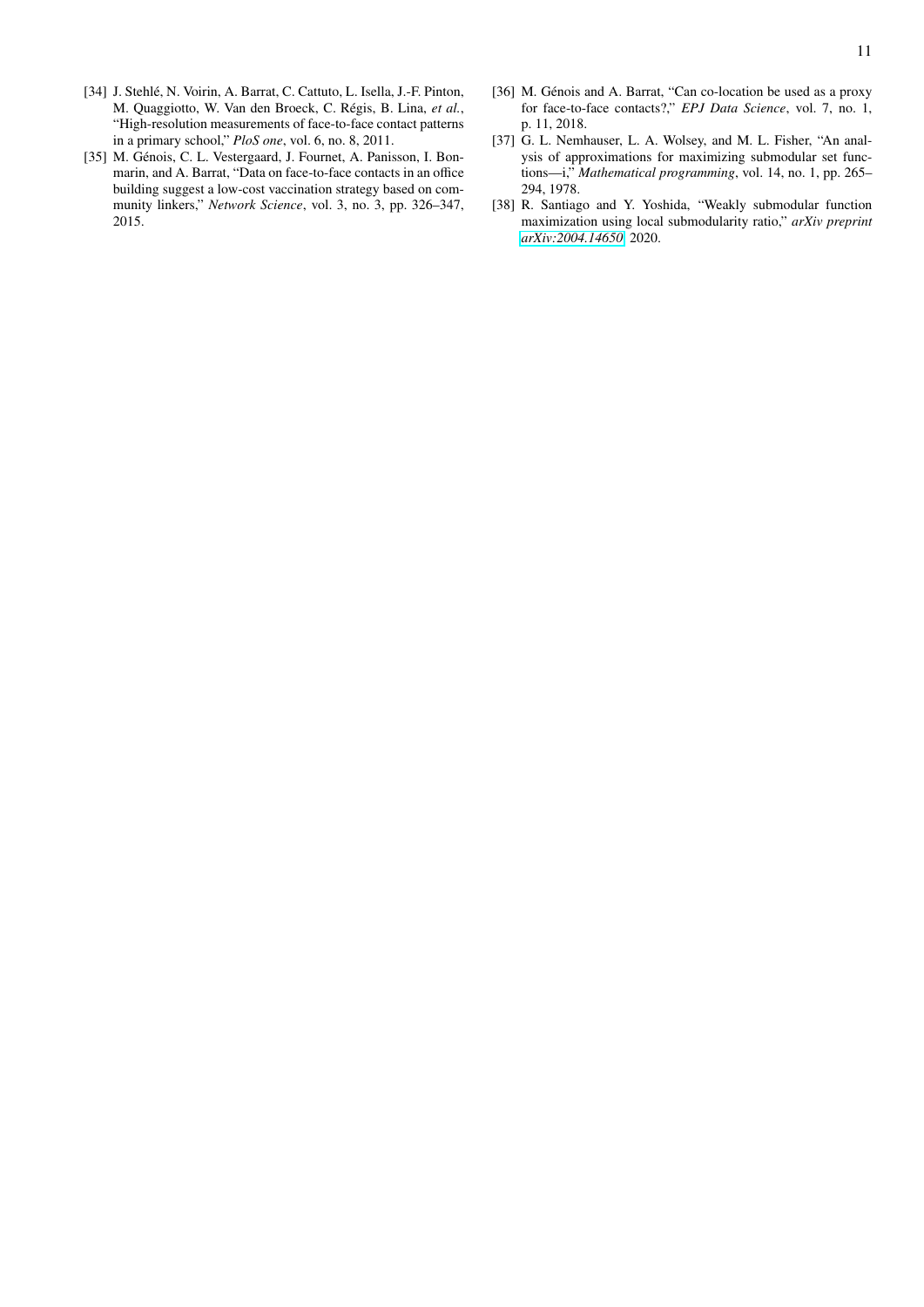[34] J. Stehlé, N. Voirin, A. Barrat, C. Cattuto, L. Isella, J.-F. Pinton, M. Quaggiotto, W. Van den Broeck, C. Régis, B. Lina, *et al.*, "High-resolution measurements of face-to-face contact patterns in a primary school," *PloS one*, vol. 6, no. 8, 2011.

[35] M. Génois, C. L. Vestergaard, J. Fournet, A. Panisson, I. Bonmarin, and A. Barrat, "Data on face-to-face contacts in an office building suggest a low-cost vaccination strategy based on community linkers," *Network Science*, vol. 3, no. 3, pp. 326–347, 2015.

[36] M. Génois and A. Barrat, "Can co-location be used as a proxy for face-to-face contacts?," *EPJ Data Science*, vol. 7, no. 1, p. 11, 2018.

[37] G. L. Nemhauser, L. A. Wolsey, and M. L. Fisher, "An analysis of approximations for maximizing submodular set functions—i," *Mathematical programming*, vol. 14, no. 1, pp. 265–294, 1978.

[38] R. Santiago and Y. Yoshida, "Weakly submodular function maximization using local submodularity ratio," *arXiv preprint arXiv:2004.14650*, 2020.